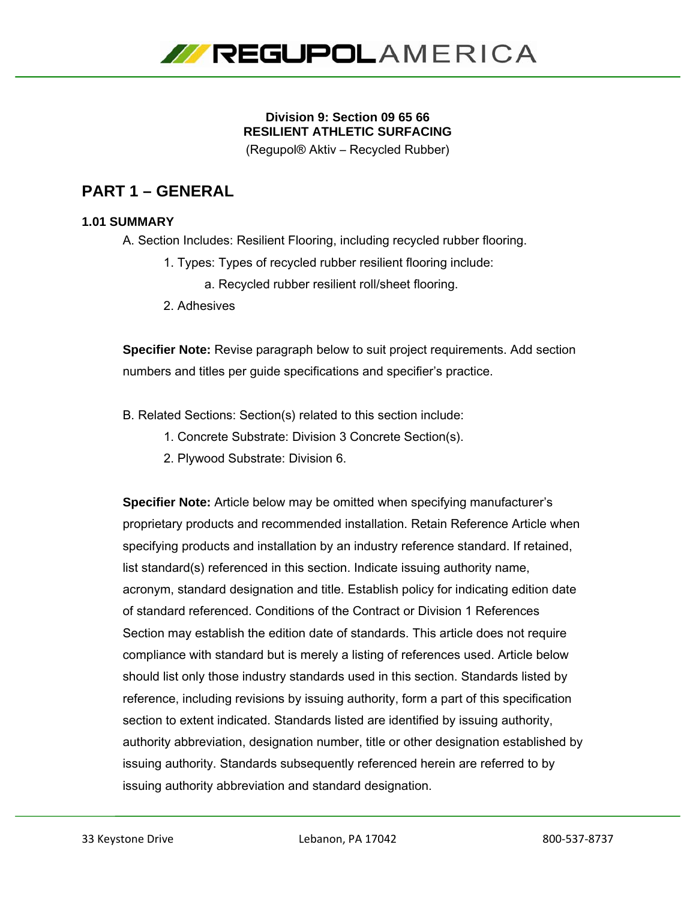# REGUPOL AMERICA

**Division 9: Section 09 65 66**
**RESILIENT ATHLETIC SURFACING**
(Regupol® Aktiv – Recycled Rubber)

## PART 1 – GENERAL

### 1.01 SUMMARY

A. Section Includes: Resilient Flooring, including recycled rubber flooring.

1. Types: Types of recycled rubber resilient flooring include:
    a. Recycled rubber resilient roll/sheet flooring.
2. Adhesives

**Specifier Note:** Revise paragraph below to suit project requirements. Add section numbers and titles per guide specifications and specifier's practice.

B. Related Sections: Section(s) related to this section include:

1. Concrete Substrate: Division 3 Concrete Section(s).
2. Plywood Substrate: Division 6.

**Specifier Note:** Article below may be omitted when specifying manufacturer's proprietary products and recommended installation. Retain Reference Article when specifying products and installation by an industry reference standard. If retained, list standard(s) referenced in this section. Indicate issuing authority name, acronym, standard designation and title. Establish policy for indicating edition date of standard referenced. Conditions of the Contract or Division 1 References Section may establish the edition date of standards. This article does not require compliance with standard but is merely a listing of references used. Article below should list only those industry standards used in this section. Standards listed by reference, including revisions by issuing authority, form a part of this specification section to extent indicated. Standards listed are identified by issuing authority, authority abbreviation, designation number, title or other designation established by issuing authority. Standards subsequently referenced herein are referred to by issuing authority abbreviation and standard designation.

33 Keystone Drive | Lebanon, PA 17042 | 800-537-8737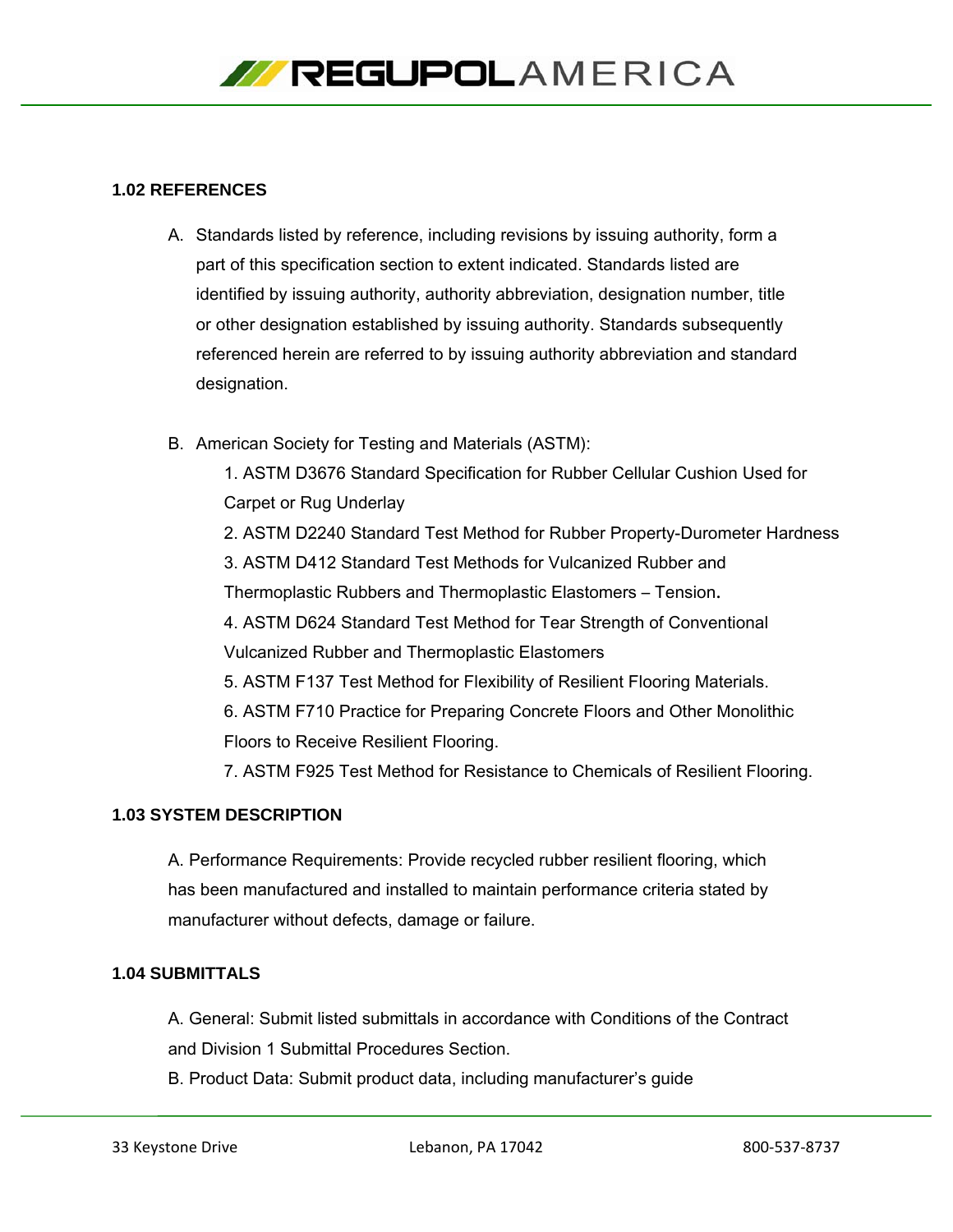### 1.02 REFERENCES

A. Standards listed by reference, including revisions by issuing authority, form a part of this specification section to extent indicated. Standards listed are identified by issuing authority, authority abbreviation, designation number, title or other designation established by issuing authority. Standards subsequently referenced herein are referred to by issuing authority abbreviation and standard designation.

B. American Society for Testing and Materials (ASTM):

1. ASTM D3676 Standard Specification for Rubber Cellular Cushion Used for Carpet or Rug Underlay
2. ASTM D2240 Standard Test Method for Rubber Property-Durometer Hardness
3. ASTM D412 Standard Test Methods for Vulcanized Rubber and Thermoplastic Rubbers and Thermoplastic Elastomers – Tension.
4. ASTM D624 Standard Test Method for Tear Strength of Conventional Vulcanized Rubber and Thermoplastic Elastomers
5. ASTM F137 Test Method for Flexibility of Resilient Flooring Materials.
6. ASTM F710 Practice for Preparing Concrete Floors and Other Monolithic Floors to Receive Resilient Flooring.
7. ASTM F925 Test Method for Resistance to Chemicals of Resilient Flooring.

### 1.03 SYSTEM DESCRIPTION

A. Performance Requirements: Provide recycled rubber resilient flooring, which has been manufactured and installed to maintain performance criteria stated by manufacturer without defects, damage or failure.

### 1.04 SUBMITTALS

A. General: Submit listed submittals in accordance with Conditions of the Contract and Division 1 Submittal Procedures Section.

B. Product Data: Submit product data, including manufacturer's guide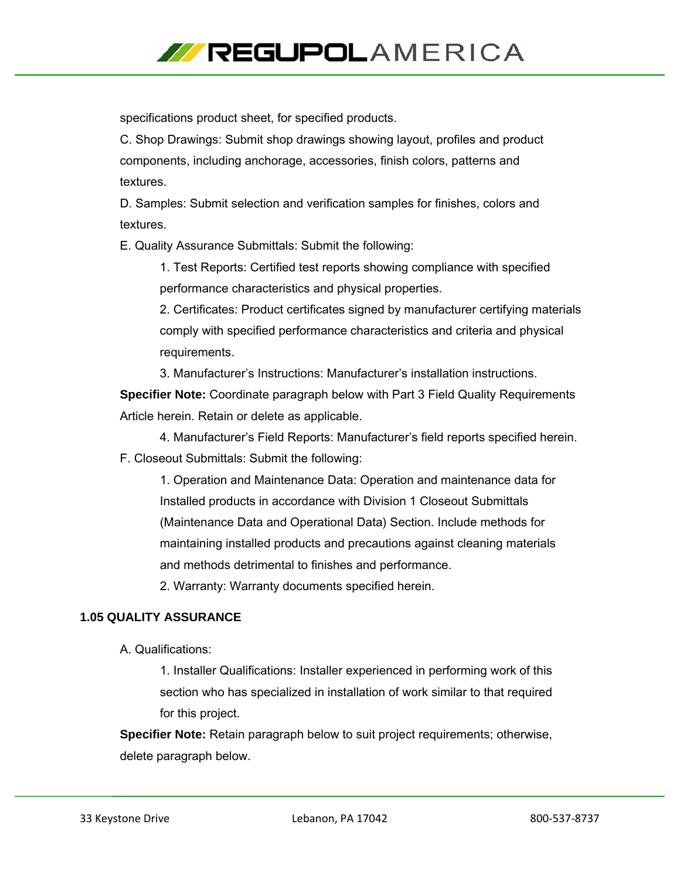specifications product sheet, for specified products.

C. Shop Drawings: Submit shop drawings showing layout, profiles and product components, including anchorage, accessories, finish colors, patterns and textures.

D. Samples: Submit selection and verification samples for finishes, colors and textures.

E. Quality Assurance Submittals: Submit the following:

1. Test Reports: Certified test reports showing compliance with specified performance characteristics and physical properties.
2. Certificates: Product certificates signed by manufacturer certifying materials comply with specified performance characteristics and criteria and physical requirements.
3. Manufacturer's Instructions: Manufacturer's installation instructions.

**Specifier Note:** Coordinate paragraph below with Part 3 Field Quality Requirements Article herein. Retain or delete as applicable.

4. Manufacturer's Field Reports: Manufacturer's field reports specified herein.

F. Closeout Submittals: Submit the following:

1. Operation and Maintenance Data: Operation and maintenance data for Installed products in accordance with Division 1 Closeout Submittals (Maintenance Data and Operational Data) Section. Include methods for maintaining installed products and precautions against cleaning materials and methods detrimental to finishes and performance.
2. Warranty: Warranty documents specified herein.

### 1.05 QUALITY ASSURANCE

A. Qualifications:

1. Installer Qualifications: Installer experienced in performing work of this section who has specialized in installation of work similar to that required for this project.

**Specifier Note:** Retain paragraph below to suit project requirements; otherwise, delete paragraph below.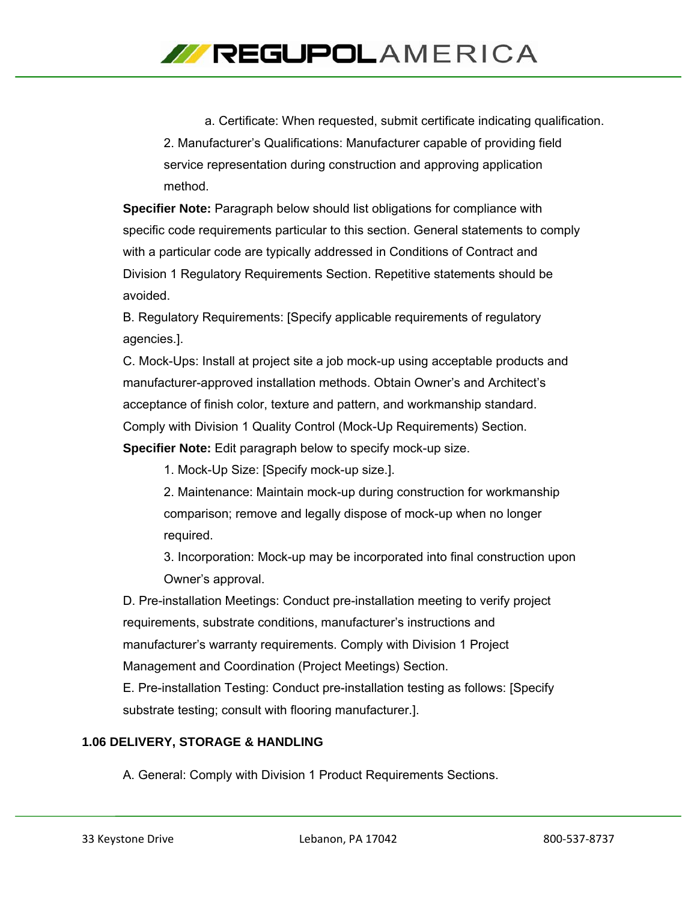a. Certificate: When requested, submit certificate indicating qualification.

2. Manufacturer's Qualifications: Manufacturer capable of providing field service representation during construction and approving application method.

**Specifier Note:** Paragraph below should list obligations for compliance with specific code requirements particular to this section. General statements to comply with a particular code are typically addressed in Conditions of Contract and Division 1 Regulatory Requirements Section. Repetitive statements should be avoided.

B. Regulatory Requirements: [Specify applicable requirements of regulatory agencies.].

C. Mock-Ups: Install at project site a job mock-up using acceptable products and manufacturer-approved installation methods. Obtain Owner's and Architect's acceptance of finish color, texture and pattern, and workmanship standard. Comply with Division 1 Quality Control (Mock-Up Requirements) Section.

**Specifier Note:** Edit paragraph below to specify mock-up size.

1. Mock-Up Size: [Specify mock-up size.].
2. Maintenance: Maintain mock-up during construction for workmanship comparison; remove and legally dispose of mock-up when no longer required.
3. Incorporation: Mock-up may be incorporated into final construction upon Owner's approval.

D. Pre-installation Meetings: Conduct pre-installation meeting to verify project requirements, substrate conditions, manufacturer's instructions and manufacturer's warranty requirements. Comply with Division 1 Project Management and Coordination (Project Meetings) Section.

E. Pre-installation Testing: Conduct pre-installation testing as follows: [Specify substrate testing; consult with flooring manufacturer.].

### 1.06 DELIVERY, STORAGE & HANDLING

A. General: Comply with Division 1 Product Requirements Sections.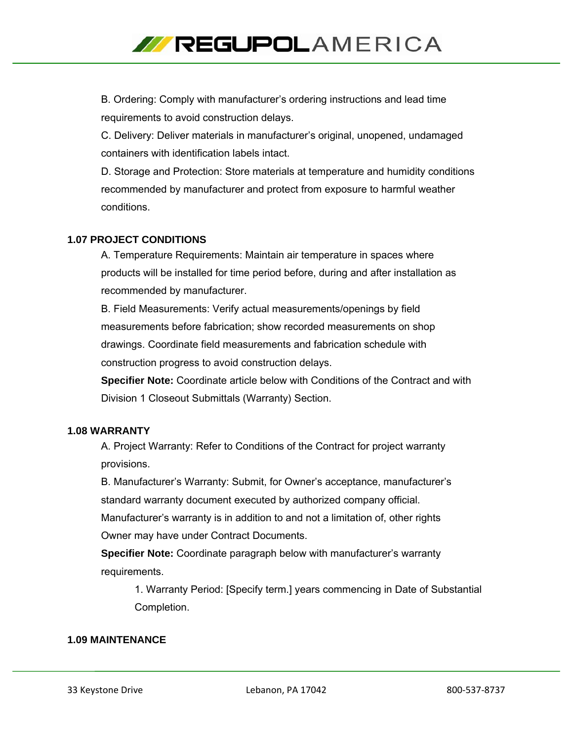B. Ordering: Comply with manufacturer's ordering instructions and lead time requirements to avoid construction delays.

C. Delivery: Deliver materials in manufacturer's original, unopened, undamaged containers with identification labels intact.

D. Storage and Protection: Store materials at temperature and humidity conditions recommended by manufacturer and protect from exposure to harmful weather conditions.

### 1.07 PROJECT CONDITIONS

A. Temperature Requirements: Maintain air temperature in spaces where products will be installed for time period before, during and after installation as recommended by manufacturer.

B. Field Measurements: Verify actual measurements/openings by field measurements before fabrication; show recorded measurements on shop drawings. Coordinate field measurements and fabrication schedule with construction progress to avoid construction delays.

**Specifier Note:** Coordinate article below with Conditions of the Contract and with Division 1 Closeout Submittals (Warranty) Section.

### 1.08 WARRANTY

A. Project Warranty: Refer to Conditions of the Contract for project warranty provisions.

B. Manufacturer's Warranty: Submit, for Owner's acceptance, manufacturer's standard warranty document executed by authorized company official. Manufacturer's warranty is in addition to and not a limitation of, other rights Owner may have under Contract Documents.

**Specifier Note:** Coordinate paragraph below with manufacturer's warranty requirements.

1. Warranty Period: [Specify term.] years commencing in Date of Substantial Completion.

### 1.09 MAINTENANCE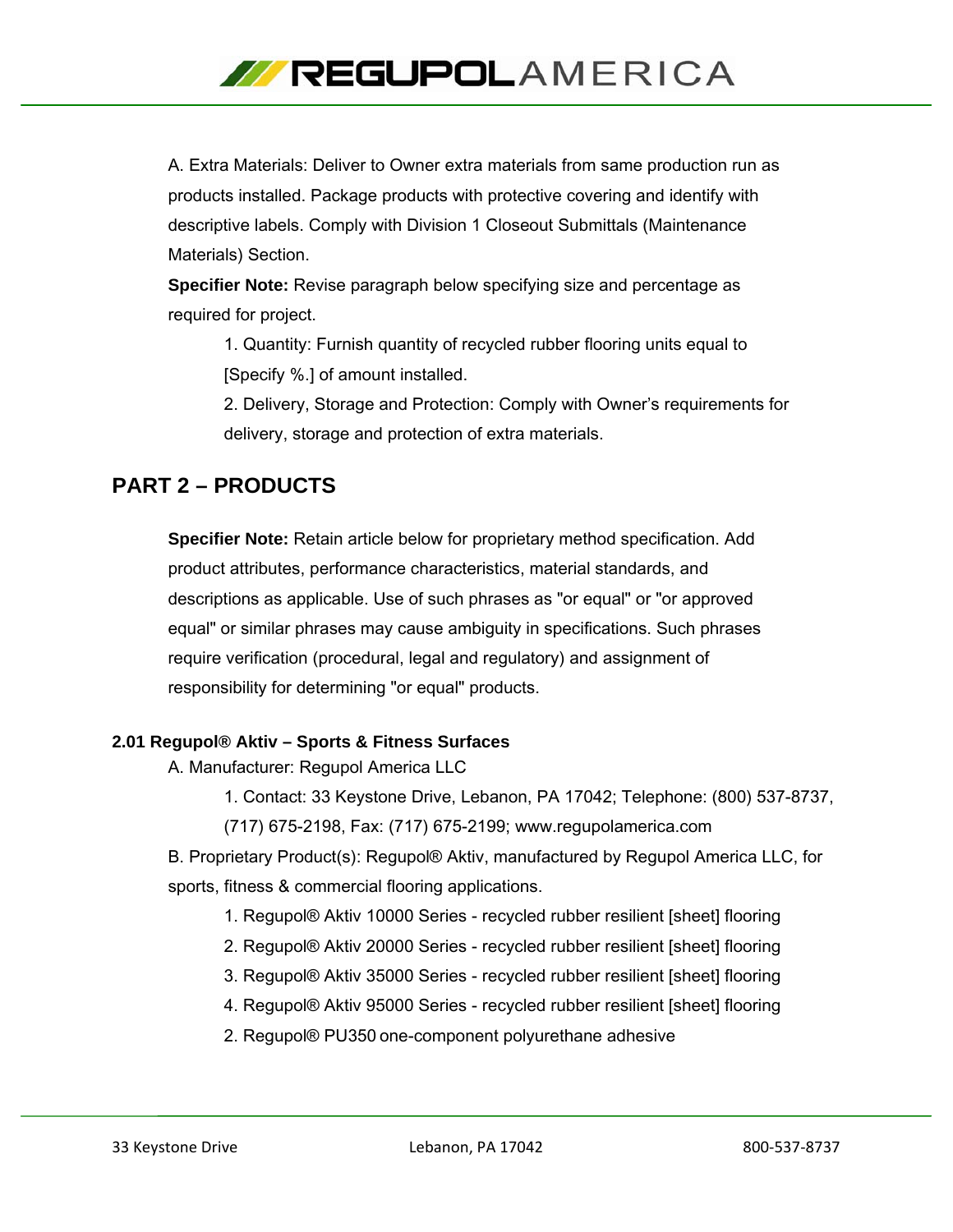A. Extra Materials: Deliver to Owner extra materials from same production run as products installed. Package products with protective covering and identify with descriptive labels. Comply with Division 1 Closeout Submittals (Maintenance Materials) Section.

**Specifier Note:** Revise paragraph below specifying size and percentage as required for project.

1. Quantity: Furnish quantity of recycled rubber flooring units equal to [Specify %.] of amount installed.
2. Delivery, Storage and Protection: Comply with Owner’s requirements for delivery, storage and protection of extra materials.

## PART 2 – PRODUCTS

**Specifier Note:** Retain article below for proprietary method specification. Add product attributes, performance characteristics, material standards, and descriptions as applicable. Use of such phrases as "or equal" or "or approved equal" or similar phrases may cause ambiguity in specifications. Such phrases require verification (procedural, legal and regulatory) and assignment of responsibility for determining "or equal" products.

### 2.01 Regupol® Aktiv – Sports & Fitness Surfaces

A. Manufacturer: Regupol America LLC

1. Contact: 33 Keystone Drive, Lebanon, PA 17042; Telephone: (800) 537-8737, (717) 675-2198, Fax: (717) 675-2199; www.regupolamerica.com

B. Proprietary Product(s): Regupol® Aktiv, manufactured by Regupol America LLC, for sports, fitness & commercial flooring applications.

1. Regupol® Aktiv 10000 Series - recycled rubber resilient [sheet] flooring
2. Regupol® Aktiv 20000 Series - recycled rubber resilient [sheet] flooring
3. Regupol® Aktiv 35000 Series - recycled rubber resilient [sheet] flooring
4. Regupol® Aktiv 95000 Series - recycled rubber resilient [sheet] flooring

2. Regupol® PU350 one-component polyurethane adhesive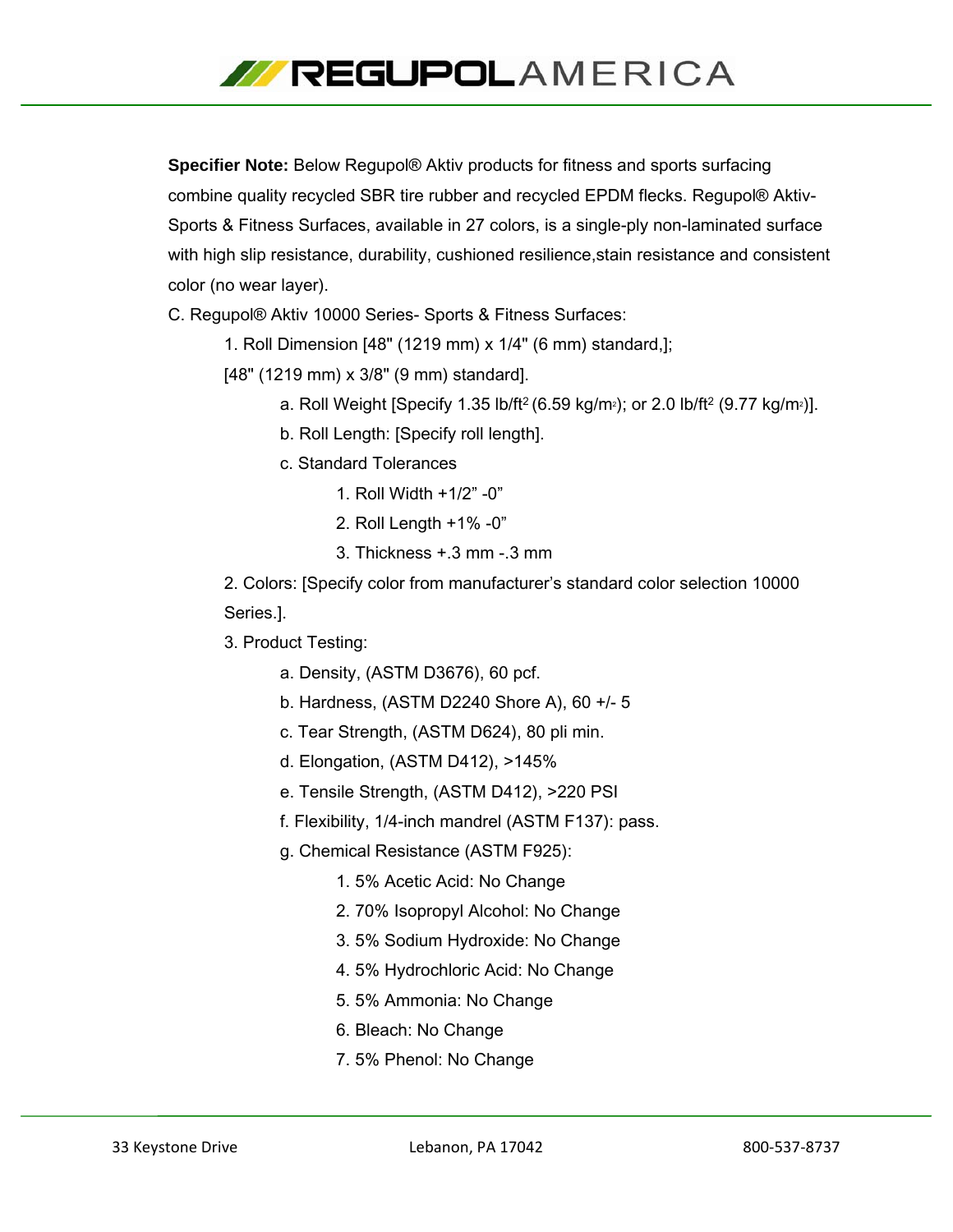**Specifier Note:** Below Regupol® Aktiv products for fitness and sports surfacing combine quality recycled SBR tire rubber and recycled EPDM flecks. Regupol® Aktiv-Sports & Fitness Surfaces, available in 27 colors, is a single-ply non-laminated surface with high slip resistance, durability, cushioned resilience,stain resistance and consistent color (no wear layer).

C. Regupol® Aktiv 10000 Series- Sports & Fitness Surfaces:

1. Roll Dimension [48" (1219 mm) x 1/4" (6 mm) standard,]; [48" (1219 mm) x 3/8" (9 mm) standard].
   - a. Roll Weight [Specify 1.35 lb/ft$^2$ (6.59 kg/m$^2$); or 2.0 lb/ft$^2$ (9.77 kg/m$^2$)].
   - b. Roll Length: [Specify roll length].
   - c. Standard Tolerances
     1. Roll Width +1/2" -0"
     2. Roll Length +1% -0"
     3. Thickness +.3 mm -.3 mm
2. Colors: [Specify color from manufacturer's standard color selection 10000 Series.].
3. Product Testing:
   - a. Density, (ASTM D3676), 60 pcf.
   - b. Hardness, (ASTM D2240 Shore A), 60 +/- 5
   - c. Tear Strength, (ASTM D624), 80 pli min.
   - d. Elongation, (ASTM D412), >145%
   - e. Tensile Strength, (ASTM D412), >220 PSI
   - f. Flexibility, 1/4-inch mandrel (ASTM F137): pass.
   - g. Chemical Resistance (ASTM F925):
     1. 5% Acetic Acid: No Change
     2. 70% Isopropyl Alcohol: No Change
     3. 5% Sodium Hydroxide: No Change
     4. 5% Hydrochloric Acid: No Change
     5. 5% Ammonia: No Change
     6. Bleach: No Change
     7. 5% Phenol: No Change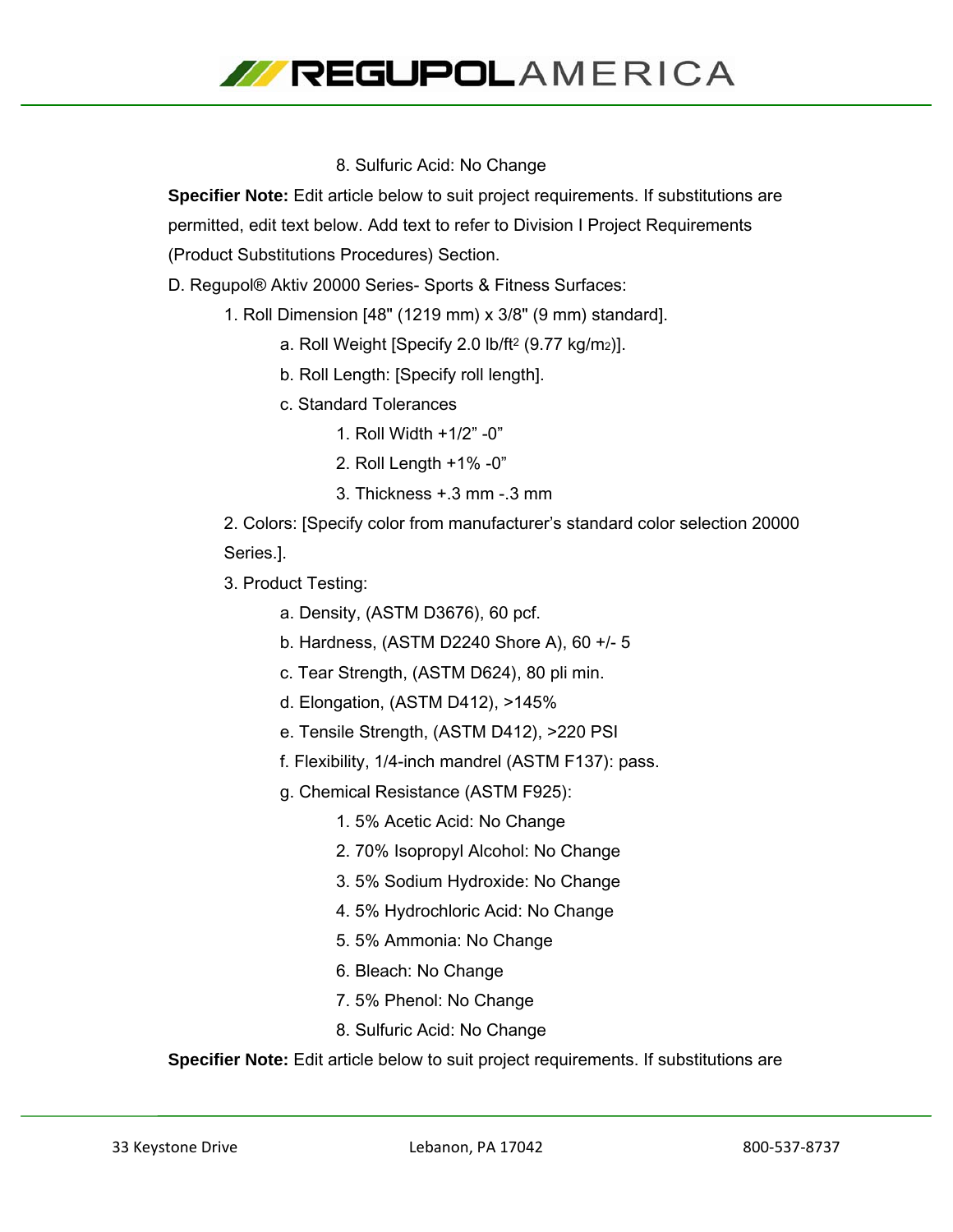8. Sulfuric Acid: No Change

**Specifier Note:** Edit article below to suit project requirements. If substitutions are permitted, edit text below. Add text to refer to Division I Project Requirements (Product Substitutions Procedures) Section.

D. Regupol® Aktiv 20000 Series- Sports & Fitness Surfaces:

1. Roll Dimension [48" (1219 mm) x 3/8" (9 mm) standard].
   a. Roll Weight [Specify 2.0 lb/ft$^2$ (9.77 kg/m$_2$)].
   b. Roll Length: [Specify roll length].
   c. Standard Tolerances
      1. Roll Width +1/2” -0”
      2. Roll Length +1% -0”
      3. Thickness +.3 mm -.3 mm
2. Colors: [Specify color from manufacturer’s standard color selection 20000 Series.].
3. Product Testing:
   a. Density, (ASTM D3676), 60 pcf.
   b. Hardness, (ASTM D2240 Shore A), 60 +/- 5
   c. Tear Strength, (ASTM D624), 80 pli min.
   d. Elongation, (ASTM D412), >145%
   e. Tensile Strength, (ASTM D412), >220 PSI
   f. Flexibility, 1/4-inch mandrel (ASTM F137): pass.
   g. Chemical Resistance (ASTM F925):
      1. 5% Acetic Acid: No Change
      2. 70% Isopropyl Alcohol: No Change
      3. 5% Sodium Hydroxide: No Change
      4. 5% Hydrochloric Acid: No Change
      5. 5% Ammonia: No Change
      6. Bleach: No Change
      7. 5% Phenol: No Change
      8. Sulfuric Acid: No Change

**Specifier Note:** Edit article below to suit project requirements. If substitutions are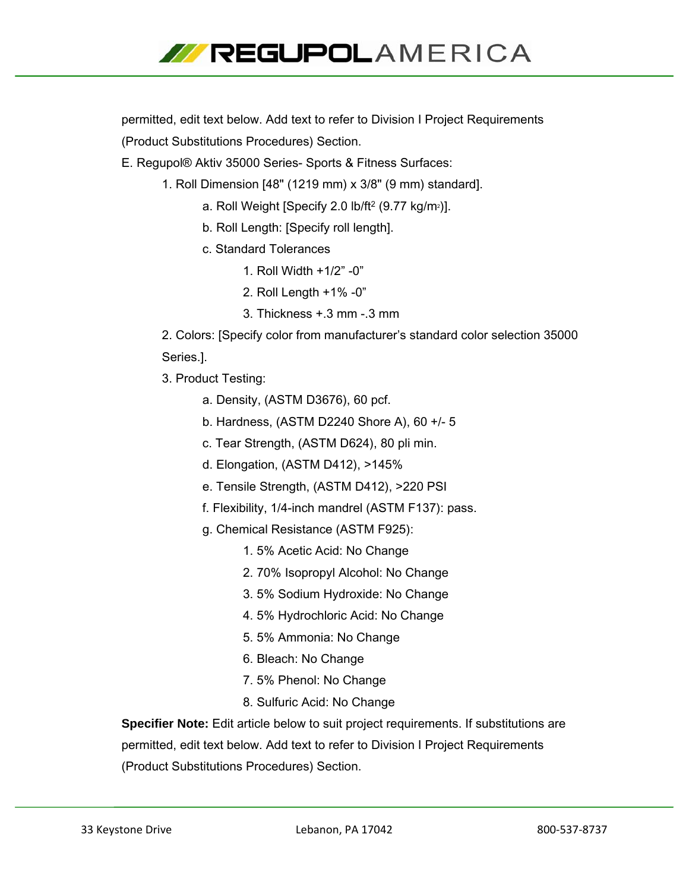permitted, edit text below. Add text to refer to Division I Project Requirements (Product Substitutions Procedures) Section.

E. Regupol® Aktiv 35000 Series- Sports & Fitness Surfaces:

1. Roll Dimension [48" (1219 mm) x 3/8" (9 mm) standard].
   a. Roll Weight [Specify 2.0 lb/ft² (9.77 kg/m²)].
   b. Roll Length: [Specify roll length].
   c. Standard Tolerances
      1. Roll Width +1/2" -0"
      2. Roll Length +1% -0"
      3. Thickness +.3 mm -.3 mm
2. Colors: [Specify color from manufacturer's standard color selection 35000 Series.].
3. Product Testing:
   a. Density, (ASTM D3676), 60 pcf.
   b. Hardness, (ASTM D2240 Shore A), 60 +/- 5
   c. Tear Strength, (ASTM D624), 80 pli min.
   d. Elongation, (ASTM D412), >145%
   e. Tensile Strength, (ASTM D412), >220 PSI
   f. Flexibility, 1/4-inch mandrel (ASTM F137): pass.
   g. Chemical Resistance (ASTM F925):
      1. 5% Acetic Acid: No Change
      2. 70% Isopropyl Alcohol: No Change
      3. 5% Sodium Hydroxide: No Change
      4. 5% Hydrochloric Acid: No Change
      5. 5% Ammonia: No Change
      6. Bleach: No Change
      7. 5% Phenol: No Change
      8. Sulfuric Acid: No Change

**Specifier Note:** Edit article below to suit project requirements. If substitutions are permitted, edit text below. Add text to refer to Division I Project Requirements (Product Substitutions Procedures) Section.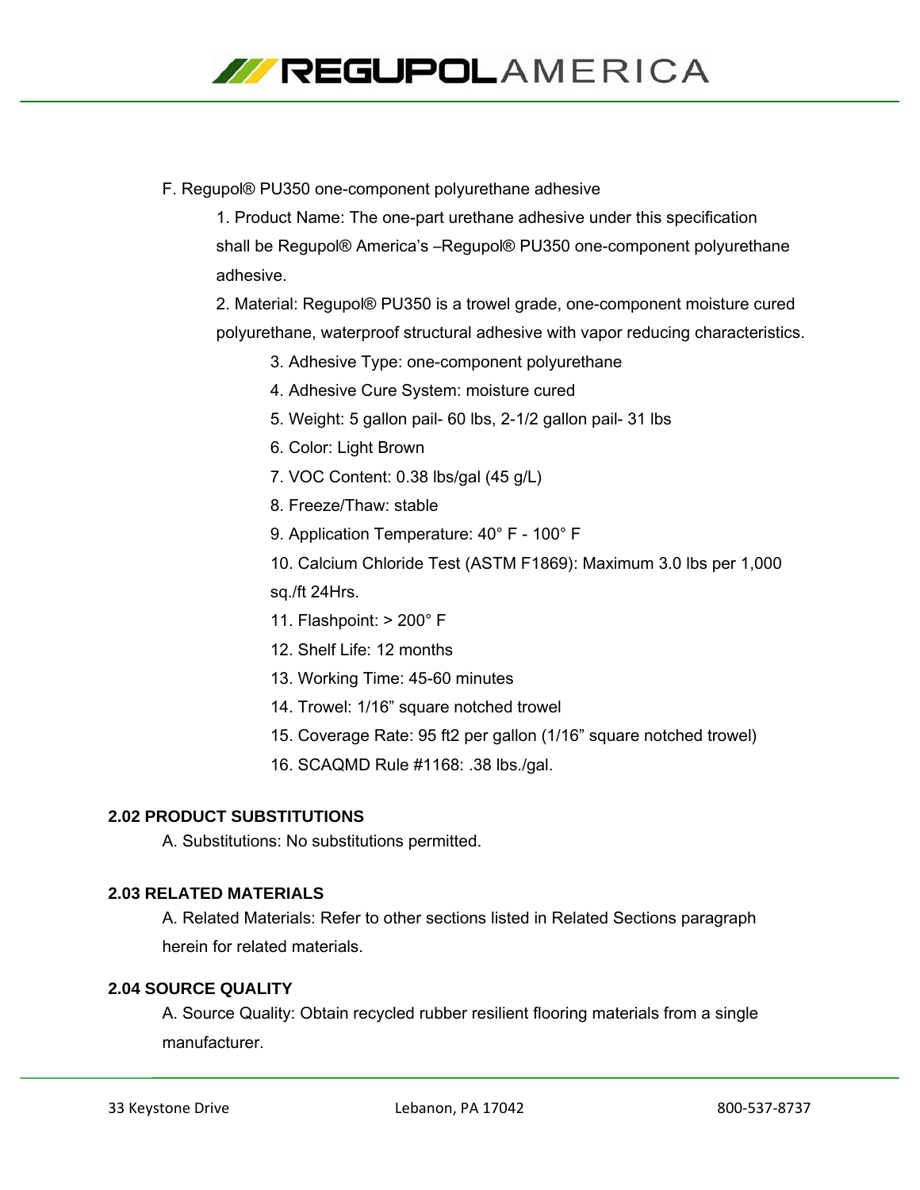F. Regupol® PU350 one-component polyurethane adhesive

1. Product Name: The one-part urethane adhesive under this specification shall be Regupol® America's –Regupol® PU350 one-component polyurethane adhesive.
2. Material: Regupol® PU350 is a trowel grade, one-component moisture cured polyurethane, waterproof structural adhesive with vapor reducing characteristics.
    3. Adhesive Type: one-component polyurethane
    4. Adhesive Cure System: moisture cured
    5. Weight: 5 gallon pail- 60 lbs, 2-1/2 gallon pail- 31 lbs
    6. Color: Light Brown
    7. VOC Content: 0.38 lbs/gal (45 g/L)
    8. Freeze/Thaw: stable
    9. Application Temperature: 40° F - 100° F
    10. Calcium Chloride Test (ASTM F1869): Maximum 3.0 lbs per 1,000 sq./ft 24Hrs.
    11. Flashpoint: > 200° F
    12. Shelf Life: 12 months
    13. Working Time: 45-60 minutes
    14. Trowel: 1/16" square notched trowel
    15. Coverage Rate: 95 ft2 per gallon (1/16" square notched trowel)
    16. SCAQMD Rule #1168: .38 lbs./gal.

### 2.02 PRODUCT SUBSTITUTIONS

A. Substitutions: No substitutions permitted.

### 2.03 RELATED MATERIALS

A. Related Materials: Refer to other sections listed in Related Sections paragraph herein for related materials.

### 2.04 SOURCE QUALITY

A. Source Quality: Obtain recycled rubber resilient flooring materials from a single manufacturer.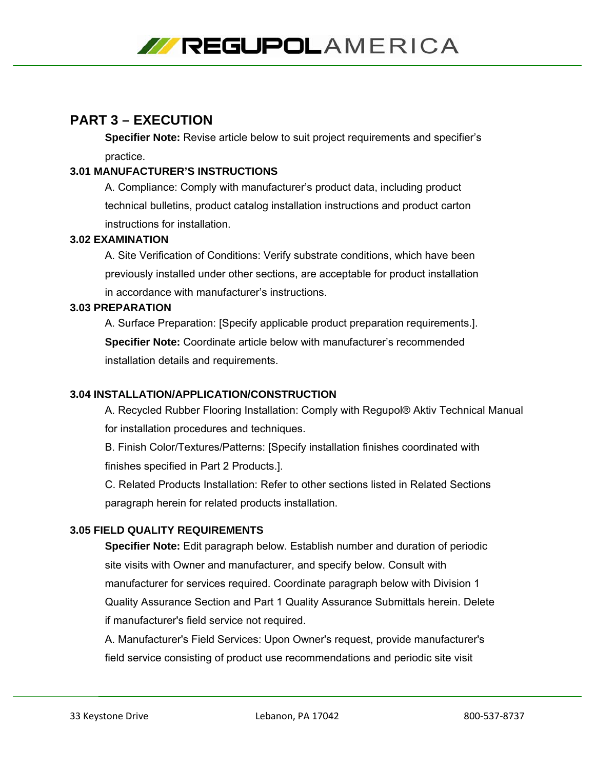## PART 3 – EXECUTION

**Specifier Note:** Revise article below to suit project requirements and specifier's practice.

### 3.01 MANUFACTURER'S INSTRUCTIONS

A. Compliance: Comply with manufacturer's product data, including product technical bulletins, product catalog installation instructions and product carton instructions for installation.

### 3.02 EXAMINATION

A. Site Verification of Conditions: Verify substrate conditions, which have been previously installed under other sections, are acceptable for product installation in accordance with manufacturer's instructions.

### 3.03 PREPARATION

A. Surface Preparation: [Specify applicable product preparation requirements.].

**Specifier Note:** Coordinate article below with manufacturer's recommended installation details and requirements.

### 3.04 INSTALLATION/APPLICATION/CONSTRUCTION

A. Recycled Rubber Flooring Installation: Comply with Regupol® Aktiv Technical Manual for installation procedures and techniques.

B. Finish Color/Textures/Patterns: [Specify installation finishes coordinated with finishes specified in Part 2 Products.].

C. Related Products Installation: Refer to other sections listed in Related Sections paragraph herein for related products installation.

### 3.05 FIELD QUALITY REQUIREMENTS

**Specifier Note:** Edit paragraph below. Establish number and duration of periodic site visits with Owner and manufacturer, and specify below. Consult with manufacturer for services required. Coordinate paragraph below with Division 1 Quality Assurance Section and Part 1 Quality Assurance Submittals herein. Delete if manufacturer's field service not required.

A. Manufacturer's Field Services: Upon Owner's request, provide manufacturer's field service consisting of product use recommendations and periodic site visit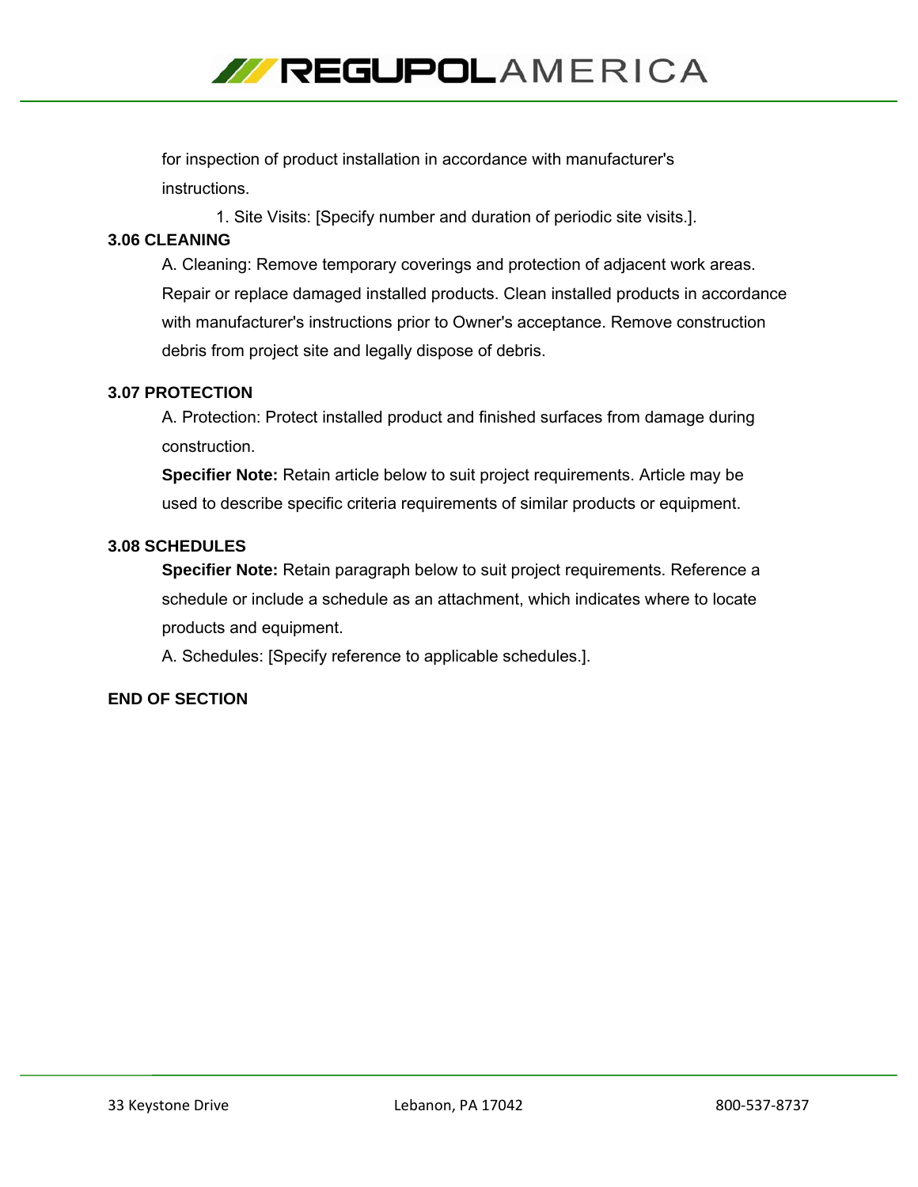for inspection of product installation in accordance with manufacturer's instructions.

1. Site Visits: [Specify number and duration of periodic site visits.].

**3.06 CLEANING**

A. Cleaning: Remove temporary coverings and protection of adjacent work areas. Repair or replace damaged installed products. Clean installed products in accordance with manufacturer's instructions prior to Owner's acceptance. Remove construction debris from project site and legally dispose of debris.

**3.07 PROTECTION**

A. Protection: Protect installed product and finished surfaces from damage during construction.

**Specifier Note:** Retain article below to suit project requirements. Article may be used to describe specific criteria requirements of similar products or equipment.

**3.08 SCHEDULES**

**Specifier Note:** Retain paragraph below to suit project requirements. Reference a schedule or include a schedule as an attachment, which indicates where to locate products and equipment.

A. Schedules: [Specify reference to applicable schedules.].

**END OF SECTION**